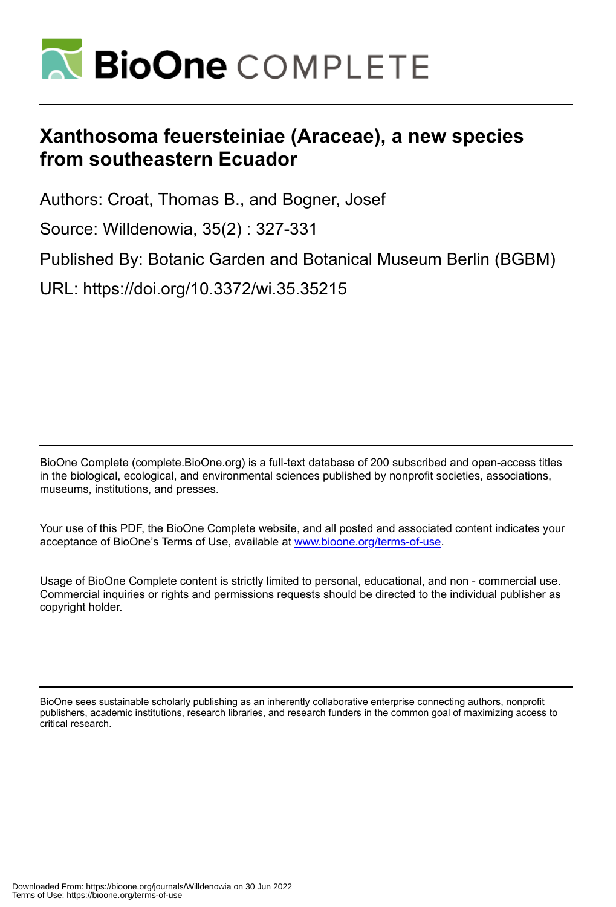# Xanthosoma feuersteiniae (Araceae), a new species from southeastern Ecuador

Authors: Croat, Thomas B., and Bogner, Josef

Source: Willdenowia, 35(2) : 327-331

Published By: Botanic Garden and Botanical Museum Berlin (BGBM)

URL: https://doi.org/10.3372/wi.35.35215

BioOne Complete (complete.BioOne.org) is a full-text database of 200 subscribed and open-access titles in the biological, ecological, and environmental sciences published by nonprofit societies, associations, museums, institutions, and presses.

Your use of this PDF, the BioOne Complete website, and all posted and associated content indicates your acceptance of BioOne's Terms of Use, available at www.bioone.org/terms-of-use.

Usage of BioOne Complete content is strictly limited to personal, educational, and non - commercial use. Commercial inquiries or rights and permissions requests should be directed to the individual publisher as copyright holder.

BioOne sees sustainable scholarly publishing as an inherently collaborative enterprise connecting authors, nonprofit publishers, academic institutions, research libraries, and research funders in the common goal of maximizing access to critical research.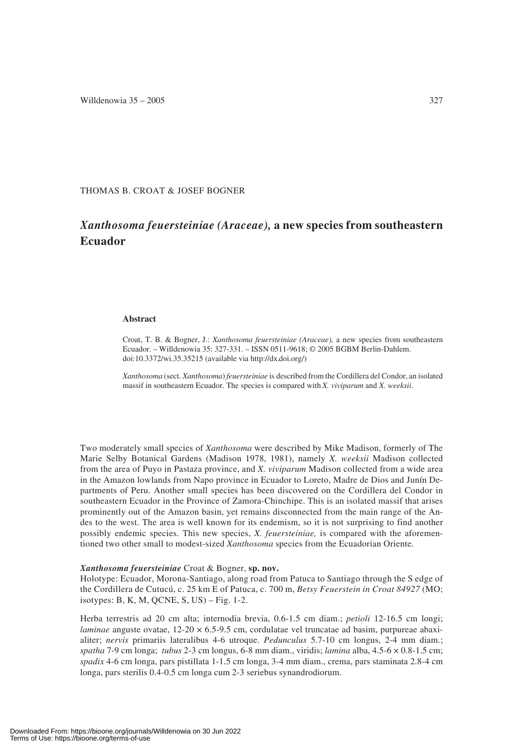THOMAS B. CROAT & JOSEF BOGNER

# *Xanthosoma feuersteiniae (Araceae),* a new species from southeastern Ecuador

### Abstract

Croat, T. B. & Bogner, J.: *Xanthosoma feuersteiniae (Araceae),* a new species from southeastern Ecuador. – Willdenowia 35: 327-331. – ISSN 0511-9618; © 2005 BGBM Berlin-Dahlem. doi:10.3372/wi.35.35215 (available via http://dx.doi.org/)

*Xanthosoma* (sect. *Xanthosoma*) *feuersteiniae* is described from the Cordillera del Condor, an isolated massif in southeastern Ecuador. The species is compared with *X. viviparum* and *X. weeksii*.

Two moderately small species of *Xanthosoma* were described by Mike Madison, formerly of The Marie Selby Botanical Gardens (Madison 1978, 1981), namely *X. weeksii* Madison collected from the area of Puyo in Pastaza province, and *X. viviparum* Madison collected from a wide area in the Amazon lowlands from Napo province in Ecuador to Loreto, Madre de Dios and Junín Departments of Peru. Another small species has been discovered on the Cordillera del Condor in southeastern Ecuador in the Province of Zamora-Chinchipe. This is an isolated massif that arises prominently out of the Amazon basin, yet remains disconnected from the main range of the Andes to the west. The area is well known for its endemism, so it is not surprising to find another possibly endemic species. This new species, *X. feuersteiniae,* is compared with the aforementioned two other small to modest-sized *Xanthosoma* species from the Ecuadorian Oriente.

***Xanthosoma feuersteiniae*** **Croat & Bogner, sp. nov.**

Holotype: Ecuador, Morona-Santiago, along road from Patuca to Santiago through the S edge of the Cordillera de Cutucú, c. 25 km E of Patuca, c. 700 m, *Betsy Feuerstein in Croat 84927* (MO; isotypes: B, K, M, QCNE, S, US) – Fig. 1-2.

Herba terrestris ad 20 cm alta; internodia brevia, 0.6-1.5 cm diam.; *petioli* 12-16.5 cm longi; *laminae* anguste ovatae, 12-20 × 6.5-9.5 cm, cordulatae vel truncatae ad basim, purpureae abaxialiter; *nervis* primariis lateralibus 4-6 utroque. *Pedunculus* 5.7-10 cm longus, 2-4 mm diam.; *spatha* 7-9 cm longa; *tubus* 2-3 cm longus, 6-8 mm diam., viridis; *lamina* alba, 4.5-6 × 0.8-1.5 cm; *spadix* 4-6 cm longa, pars pistillata 1-1.5 cm longa, 3-4 mm diam., crema, pars staminata 2.8-4 cm longa, pars sterilis 0.4-0.5 cm longa cum 2-3 seriebus synandrodiorum.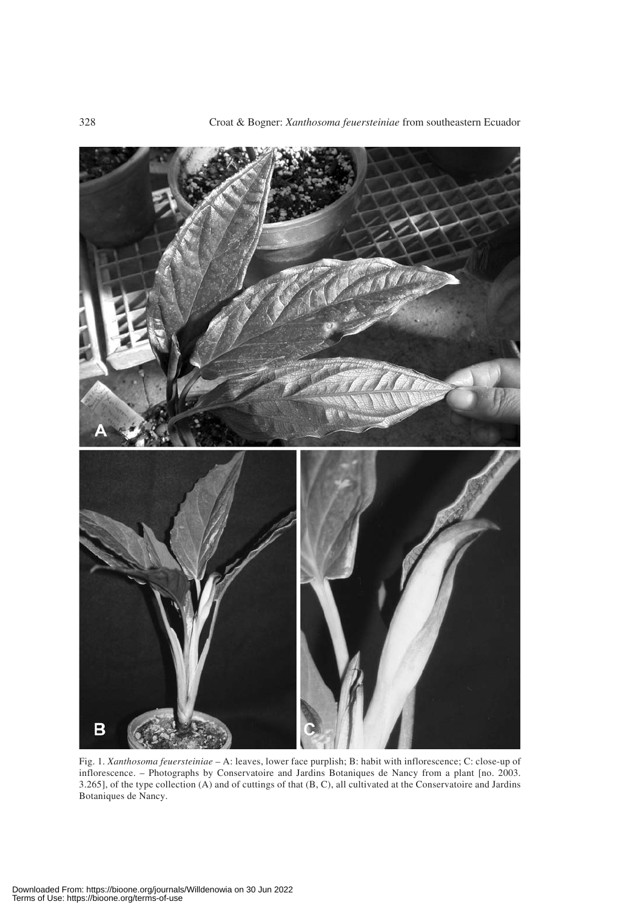Fig. 1. *Xanthosoma feuersteiniae* – A: leaves, lower face purplish; B: habit with inflorescence; C: close-up of inflorescence. – Photographs by Conservatoire and Jardins Botaniques de Nancy from a plant [no. 2003. 3.265], of the type collection (A) and of cuttings of that (B, C), all cultivated at the Conservatoire and Jardins Botaniques de Nancy.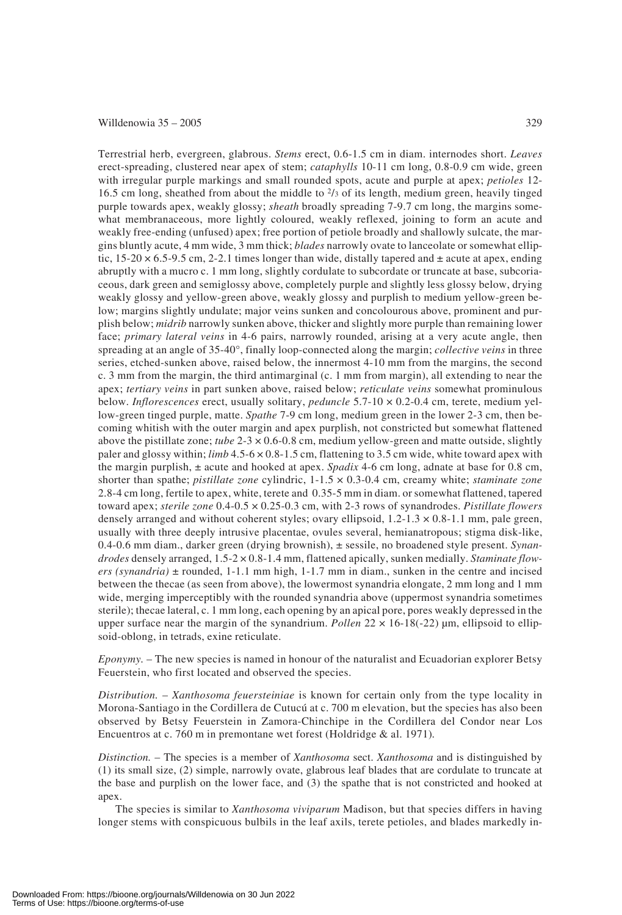Terrestrial herb, evergreen, glabrous. *Stems* erect, 0.6-1.5 cm in diam. internodes short. *Leaves* erect-spreading, clustered near apex of stem; *cataphylls* 10-11 cm long, 0.8-0.9 cm wide, green with irregular purple markings and small rounded spots, acute and purple at apex; *petioles* 12-16.5 cm long, sheathed from about the middle to $^2/_3$ of its length, medium green, heavily tinged purple towards apex, weakly glossy; *sheath* broadly spreading 7-9.7 cm long, the margins somewhat membranaceous, more lightly coloured, weakly reflexed, joining to form an acute and weakly free-ending (unfused) apex; free portion of petiole broadly and shallowly sulcate, the margins bluntly acute, 4 mm wide, 3 mm thick; *blades* narrowly ovate to lanceolate or somewhat elliptic, 15-20 × 6.5-9.5 cm, 2-2.1 times longer than wide, distally tapered and ± acute at apex, ending abruptly with a mucro c. 1 mm long, slightly cordulate to subcordate or truncate at base, subcoriaceous, dark green and semiglossy above, completely purple and slightly less glossy below, drying weakly glossy and yellow-green above, weakly glossy and purplish to medium yellow-green below; margins slightly undulate; major veins sunken and concolourous above, prominent and purplish below; *midrib* narrowly sunken above, thicker and slightly more purple than remaining lower face; *primary lateral veins* in 4-6 pairs, narrowly rounded, arising at a very acute angle, then spreading at an angle of 35-40°, finally loop-connected along the margin; *collective veins* in three series, etched-sunken above, raised below, the innermost 4-10 mm from the margins, the second c. 3 mm from the margin, the third antimarginal (c. 1 mm from margin), all extending to near the apex; *tertiary veins* in part sunken above, raised below; *reticulate veins* somewhat prominulous below. *Inflorescences* erect, usually solitary, *peduncle* 5.7-10 × 0.2-0.4 cm, terete, medium yellow-green tinged purple, matte. *Spathe* 7-9 cm long, medium green in the lower 2-3 cm, then becoming whitish with the outer margin and apex purplish, not constricted but somewhat flattened above the pistillate zone; *tube* 2-3 × 0.6-0.8 cm, medium yellow-green and matte outside, slightly paler and glossy within; *limb* 4.5-6 × 0.8-1.5 cm, flattening to 3.5 cm wide, white toward apex with the margin purplish, ± acute and hooked at apex. *Spadix* 4-6 cm long, adnate at base for 0.8 cm, shorter than spathe; *pistillate zone* cylindric, 1-1.5 × 0.3-0.4 cm, creamy white; *staminate zone* 2.8-4 cm long, fertile to apex, white, terete and 0.35-5 mm in diam. or somewhat flattened, tapered toward apex; *sterile zone* 0.4-0.5 × 0.25-0.3 cm, with 2-3 rows of synandrodes. *Pistillate flowers* densely arranged and without coherent styles; ovary ellipsoid, 1.2-1.3 × 0.8-1.1 mm, pale green, usually with three deeply intrusive placentae, ovules several, hemianatropous; stigma disk-like, 0.4-0.6 mm diam., darker green (drying brownish), ± sessile, no broadened style present. *Synandrodes* densely arranged, 1.5-2 × 0.8-1.4 mm, flattened apically, sunken medially. *Staminate flowers (synandria)* ± rounded, 1-1.1 mm high, 1-1.7 mm in diam., sunken in the centre and incised between the thecae (as seen from above), the lowermost synandria elongate, 2 mm long and 1 mm wide, merging imperceptibly with the rounded synandria above (uppermost synandria sometimes sterile); thecae lateral, c. 1 mm long, each opening by an apical pore, pores weakly depressed in the upper surface near the margin of the synandrium. *Pollen* 22 × 16-18(-22) µm, ellipsoid to ellipsoid-oblong, in tetrads, exine reticulate.

*Eponymy*. – The new species is named in honour of the naturalist and Ecuadorian explorer Betsy Feuerstein, who first located and observed the species.

*Distribution*. – *Xanthosoma feuersteiniae* is known for certain only from the type locality in Morona-Santiago in the Cordillera de Cutucú at c. 700 m elevation, but the species has also been observed by Betsy Feuerstein in Zamora-Chinchipe in the Cordillera del Condor near Los Encuentros at c. 760 m in premontane wet forest (Holdridge & al. 1971).

*Distinction*. – The species is a member of *Xanthosoma* sect. *Xanthosoma* and is distinguished by (1) its small size, (2) simple, narrowly ovate, glabrous leaf blades that are cordulate to truncate at the base and purplish on the lower face, and (3) the spathe that is not constricted and hooked at apex.

The species is similar to *Xanthosoma viviparum* Madison, but that species differs in having longer stems with conspicuous bulbils in the leaf axils, terete petioles, and blades markedly in-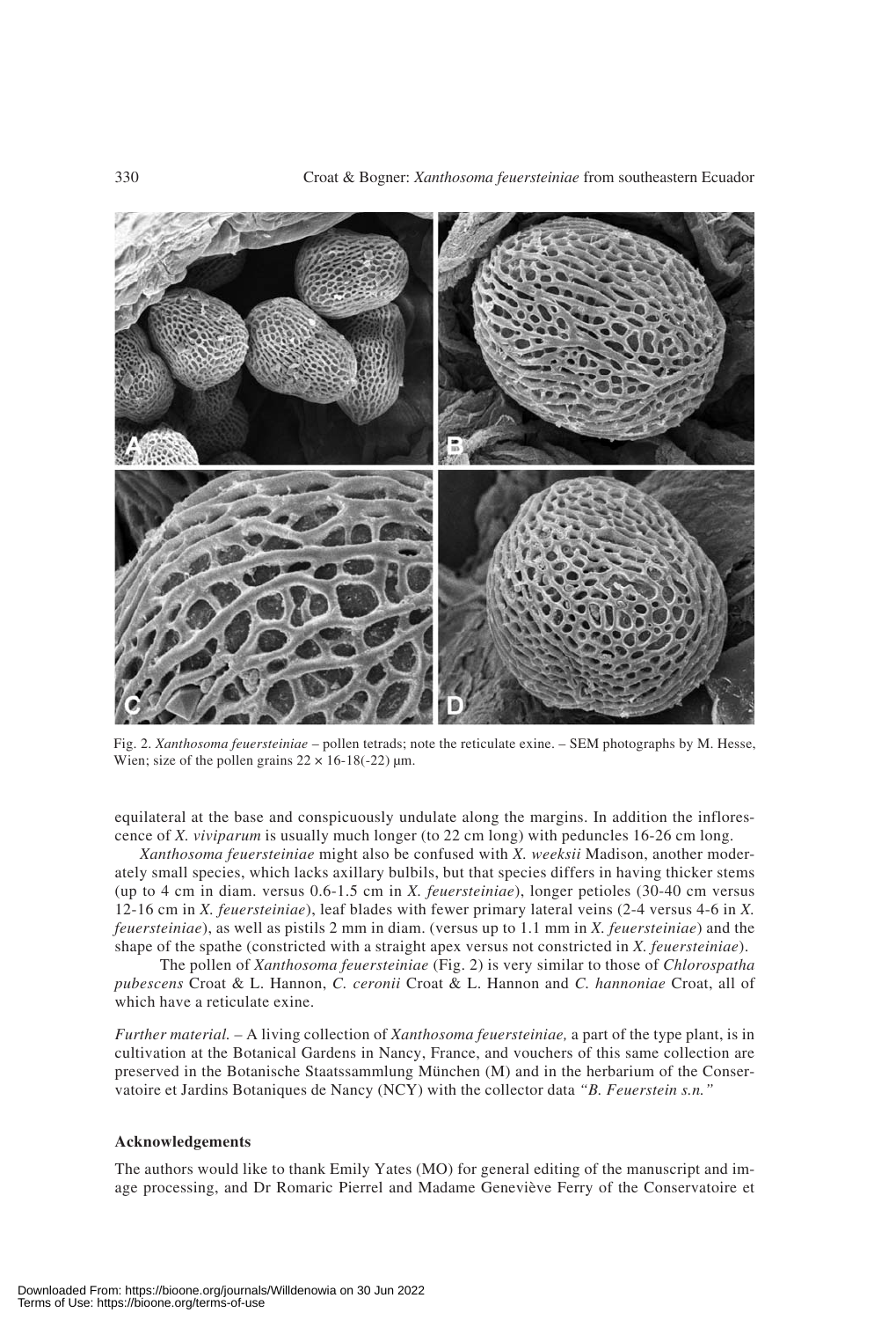Fig. 2. *Xanthosoma feuersteiniae* – pollen tetrads; note the reticulate exine. – SEM photographs by M. Hesse, Wien; size of the pollen grains 22 × 16-18(-22) µm.

equilateral at the base and conspicuously undulate along the margins. In addition the inflorescence of *X. viviparum* is usually much longer (to 22 cm long) with peduncles 16-26 cm long.

*Xanthosoma feuersteiniae* might also be confused with *X. weeksii* Madison, another moderately small species, which lacks axillary bulbils, but that species differs in having thicker stems (up to 4 cm in diam. versus 0.6-1.5 cm in *X. feuersteiniae*), longer petioles (30-40 cm versus 12-16 cm in *X. feuersteiniae*), leaf blades with fewer primary lateral veins (2-4 versus 4-6 in *X. feuersteiniae*), as well as pistils 2 mm in diam. (versus up to 1.1 mm in *X. feuersteiniae*) and the shape of the spathe (constricted with a straight apex versus not constricted in *X. feuersteiniae*).

The pollen of *Xanthosoma feuersteiniae* (Fig. 2) is very similar to those of *Chlorospatha pubescens* Croat & L. Hannon, *C. ceronii* Croat & L. Hannon and *C. hannoniae* Croat, all of which have a reticulate exine.

*Further material.* – A living collection of *Xanthosoma feuersteiniae,* a part of the type plant, is in cultivation at the Botanical Gardens in Nancy, France, and vouchers of this same collection are preserved in the Botanische Staatssammlung München (M) and in the herbarium of the Conservatoire et Jardins Botaniques de Nancy (NCY) with the collector data *"B. Feuerstein s.n."*

### Acknowledgements

The authors would like to thank Emily Yates (MO) for general editing of the manuscript and image processing, and Dr Romaric Pierrel and Madame Geneviève Ferry of the Conservatoire et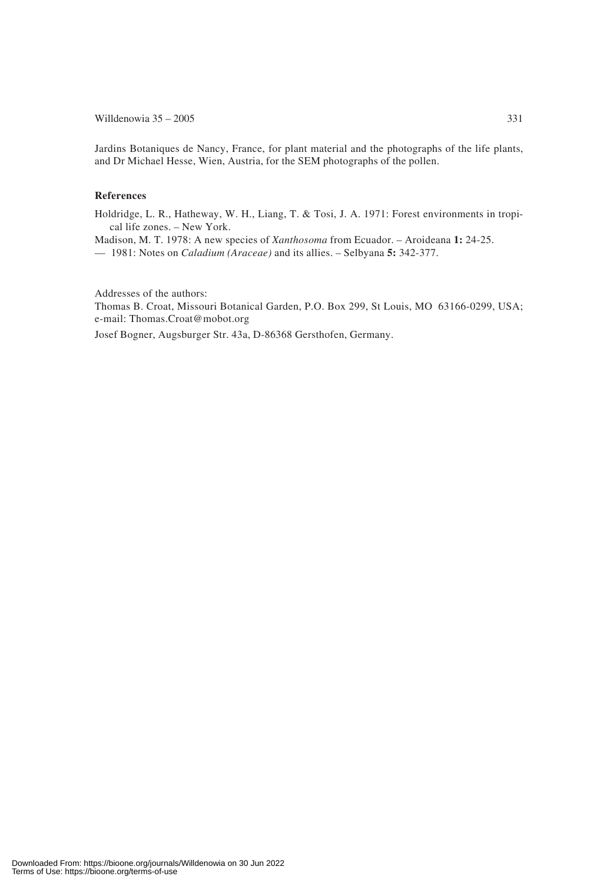Jardins Botaniques de Nancy, France, for plant material and the photographs of the life plants, and Dr Michael Hesse, Wien, Austria, for the SEM photographs of the pollen.

## References

Holdridge, L. R., Hatheway, W. H., Liang, T. & Tosi, J. A. 1971: Forest environments in tropical life zones. – New York.

Madison, M. T. 1978: A new species of *Xanthosoma* from Ecuador. – Aroideana **1:** 24-25.

— 1981: Notes on *Caladium (Araceae)* and its allies. – Selbyana **5:** 342-377.

Addresses of the authors:

Thomas B. Croat, Missouri Botanical Garden, P.O. Box 299, St Louis, MO 63166-0299, USA; e-mail: Thomas.Croat@mobot.org

Josef Bogner, Augsburger Str. 43a, D-86368 Gersthofen, Germany.

Downloaded From: https://bioone.org/journals/Willdenowia on 30 Jun 2022
Terms of Use: https://bioone.org/terms-of-use